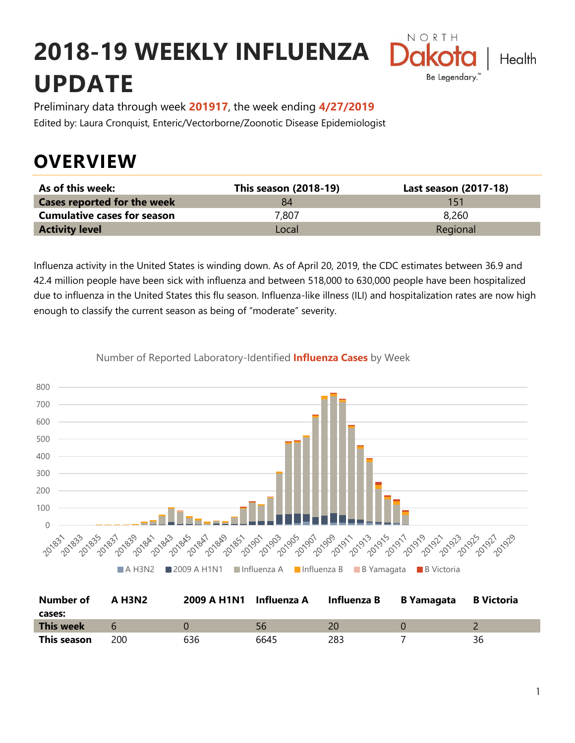# 2018-19 WEEKLY INFLUENZA UPDATE

Preliminary data through week **201917**, the week ending **4/27/2019**

Edited by: Laura Cronquist, Enteric/Vectorborne/Zoonotic Disease Epidemiologist

## OVERVIEW

| As of this week: | This season (2018-19) | Last season (2017-18) |
|---|---|---|
| **Cases reported for the week** | 84 | 151 |
| **Cumulative cases for season** | 7,807 | 8,260 |
| **Activity level** | Local | Regional |

Influenza activity in the United States is winding down. As of April 20, 2019, the CDC estimates between 36.9 and 42.4 million people have been sick with influenza and between 518,000 to 630,000 people have been hospitalized due to influenza in the United States this flu season. Influenza-like illness (ILI) and hospitalization rates are now high enough to classify the current season as being of "moderate" severity.

Number of Reported Laboratory-Identified **Influenza Cases** by Week

| Number of cases: | A H3N2 | 2009 A H1N1 | Influenza A | Influenza B | B Yamagata | B Victoria |
|---|---|---|---|---|---|---|
| **This week** | 6 | 0 | 56 | 20 | 0 | 2 |
| **This season** | 200 | 636 | 6645 | 283 | 7 | 36 |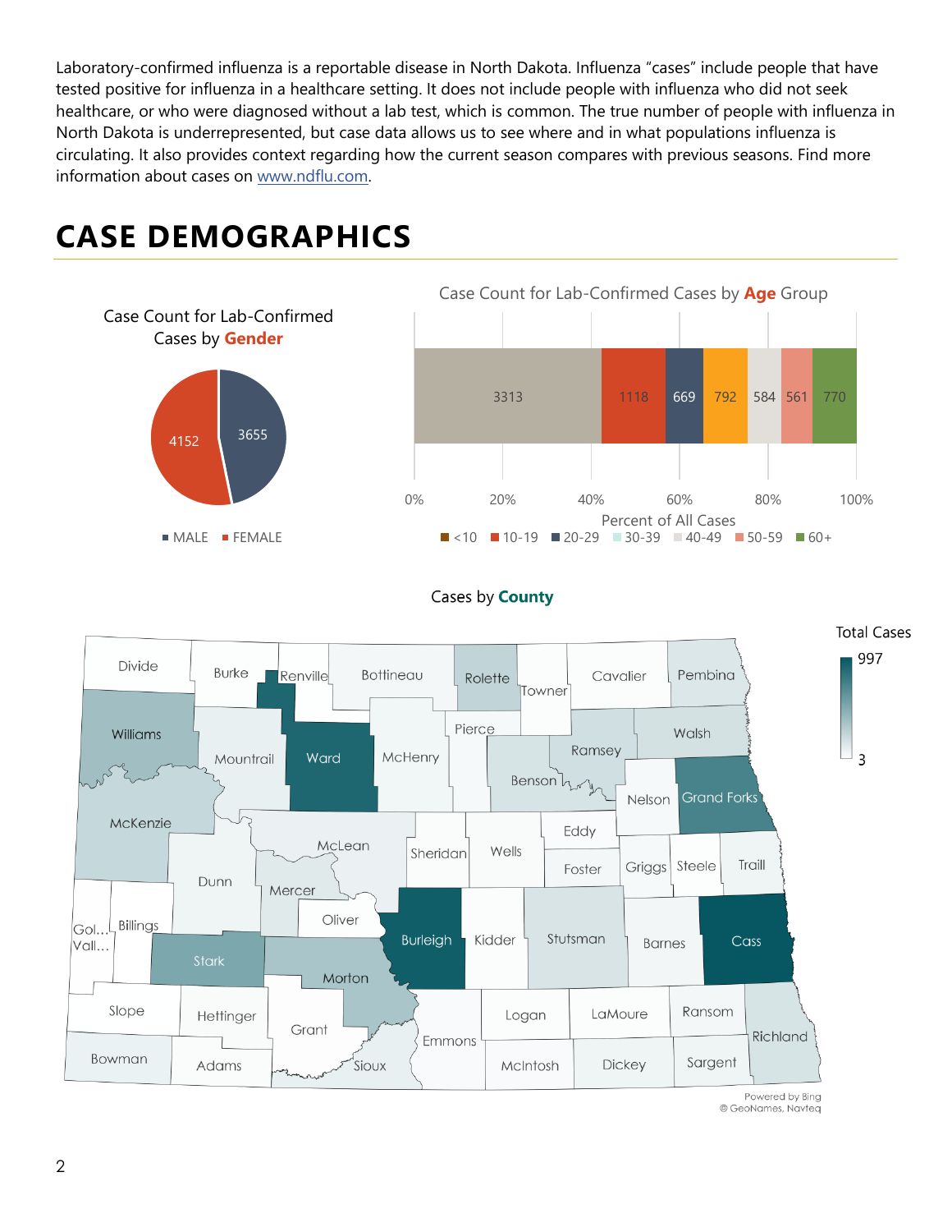Laboratory-confirmed influenza is a reportable disease in North Dakota. Influenza "cases" include people that have tested positive for influenza in a healthcare setting. It does not include people with influenza who did not seek healthcare, or who were diagnosed without a lab test, which is common. The true number of people with influenza in North Dakota is underrepresented, but case data allows us to see where and in what populations influenza is circulating. It also provides context regarding how the current season compares with previous seasons. Find more information about cases on [www.ndflu.com](http://www.ndflu.com).

# CASE DEMOGRAPHICS

Case Count for Lab-Confirmed Cases by **Gender**

| Gender | Cases |
|---|---|
| MALE | 3655 |
| FEMALE | 4152 |

Case Count for Lab-Confirmed Cases by **Age** Group

| Age Group | Cases |
|---|---|
| <10 | 3313 |
| 10-19 | 1118 |
| 20-29 | 669 |
| 30-39 | 792 |
| 40-49 | 584 |
| 50-59 | 561 |
| 60+ | 770 |

Percent of All Cases

Cases by **County**

Total Cases: 3 – 997

Powered by Bing
© GeoNames, Navteq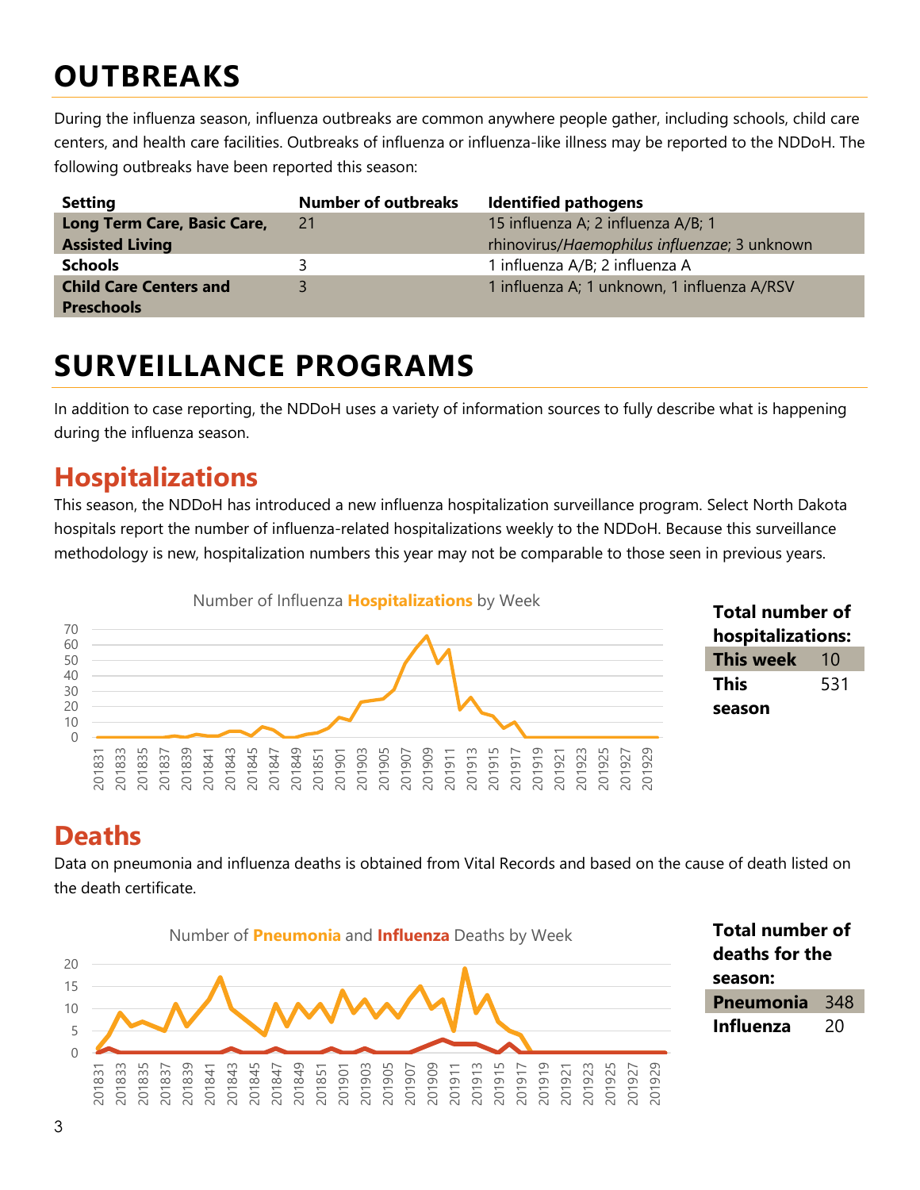# OUTBREAKS

During the influenza season, influenza outbreaks are common anywhere people gather, including schools, child care centers, and health care facilities. Outbreaks of influenza or influenza-like illness may be reported to the NDDoH. The following outbreaks have been reported this season:

| Setting | Number of outbreaks | Identified pathogens |
|---|---|---|
| **Long Term Care, Basic Care, Assisted Living** | 21 | 15 influenza A; 2 influenza A/B; 1 rhinovirus/*Haemophilus influenzae*; 3 unknown |
| **Schools** | 3 | 1 influenza A/B; 2 influenza A |
| **Child Care Centers and Preschools** | 3 | 1 influenza A; 1 unknown, 1 influenza A/RSV |

# SURVEILLANCE PROGRAMS

In addition to case reporting, the NDDoH uses a variety of information sources to fully describe what is happening during the influenza season.

## Hospitalizations

This season, the NDDoH has introduced a new influenza hospitalization surveillance program. Select North Dakota hospitals report the number of influenza-related hospitalizations weekly to the NDDoH. Because this surveillance methodology is new, hospitalization numbers this year may not be comparable to those seen in previous years.

Number of Influenza **Hospitalizations** by Week

| Total number of hospitalizations: | |
|---|---|
| **This week** | 10 |
| **This season** | 531 |

## Deaths

Data on pneumonia and influenza deaths is obtained from Vital Records and based on the cause of death listed on the death certificate.

Number of **Pneumonia** and **Influenza** Deaths by Week

| Total number of deaths for the season: | |
|---|---|
| **Pneumonia** | 348 |
| **Influenza** | 20 |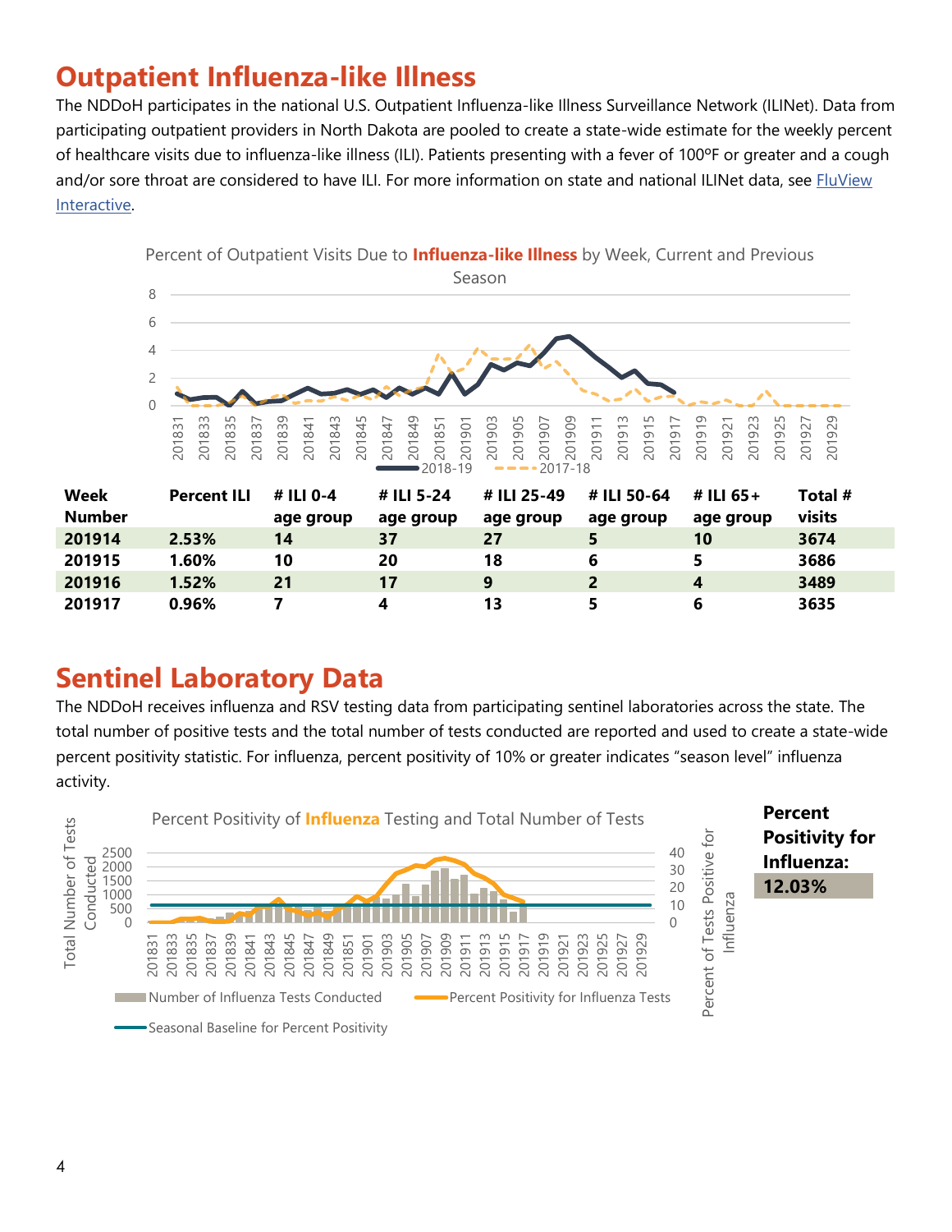# Outpatient Influenza-like Illness

The NDDoH participates in the national U.S. Outpatient Influenza-like Illness Surveillance Network (ILINet). Data from participating outpatient providers in North Dakota are pooled to create a state-wide estimate for the weekly percent of healthcare visits due to influenza-like illness (ILI). Patients presenting with a fever of 100ºF or greater and a cough and/or sore throat are considered to have ILI. For more information on state and national ILINet data, see FluView Interactive.

Percent of Outpatient Visits Due to **Influenza-like Illness** by Week, Current and Previous Season

| Week Number | Percent ILI | # ILI 0-4 age group | # ILI 5-24 age group | # ILI 25-49 age group | # ILI 50-64 age group | # ILI 65+ age group | Total # visits |
|---|---|---|---|---|---|---|---|
| 201914 | 2.53% | 14 | 37 | 27 | 5 | 10 | 3674 |
| 201915 | 1.60% | 10 | 20 | 18 | 6 | 5 | 3686 |
| 201916 | 1.52% | 21 | 17 | 9 | 2 | 4 | 3489 |
| 201917 | 0.96% | 7 | 4 | 13 | 5 | 6 | 3635 |

# Sentinel Laboratory Data

The NDDoH receives influenza and RSV testing data from participating sentinel laboratories across the state. The total number of positive tests and the total number of tests conducted are reported and used to create a state-wide percent positivity statistic. For influenza, percent positivity of 10% or greater indicates "season level" influenza activity.

Percent Positivity of **Influenza** Testing and Total Number of Tests

**Percent Positivity for Influenza:** **12.03%**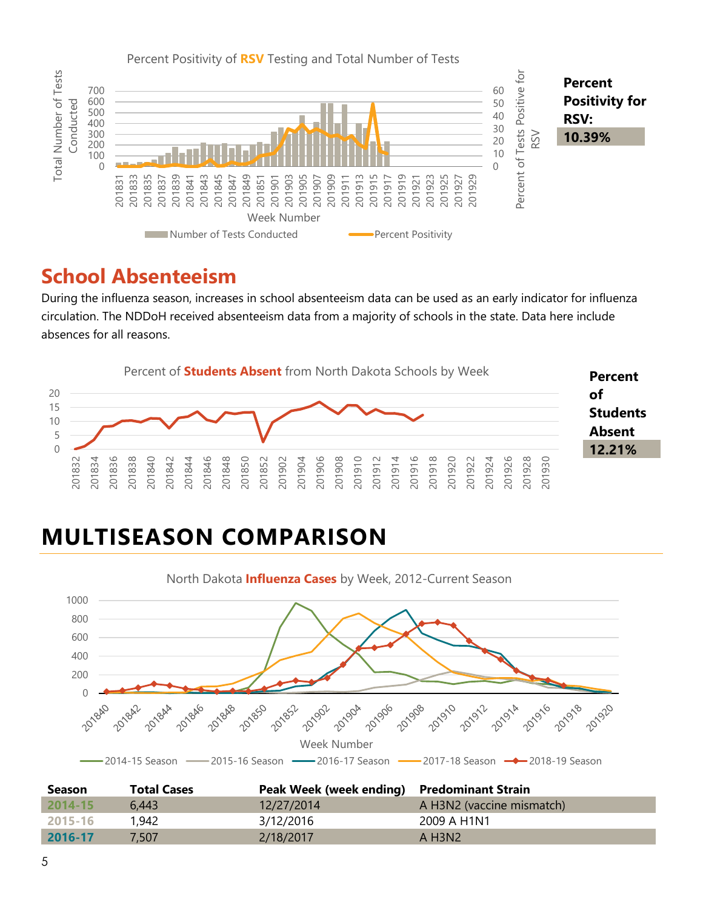Percent Positivity of **RSV** Testing and Total Number of Tests

**Percent Positivity for RSV:**
**10.39%**

## School Absenteeism

During the influenza season, increases in school absenteeism data can be used as an early indicator for influenza circulation. The NDDoH received absenteeism data from a majority of schools in the state. Data here include absences for all reasons.

Percent of **Students Absent** from North Dakota Schools by Week

**Percent of Students Absent**
**12.21%**

# MULTISEASON COMPARISON

North Dakota **Influenza Cases** by Week, 2012-Current Season

| Season | Total Cases | Peak Week (week ending) | Predominant Strain |
|---|---|---|---|
| 2014-15 | 6,443 | 12/27/2014 | A H3N2 (vaccine mismatch) |
| 2015-16 | 1,942 | 3/12/2016 | 2009 A H1N1 |
| 2016-17 | 7,507 | 2/18/2017 | A H3N2 |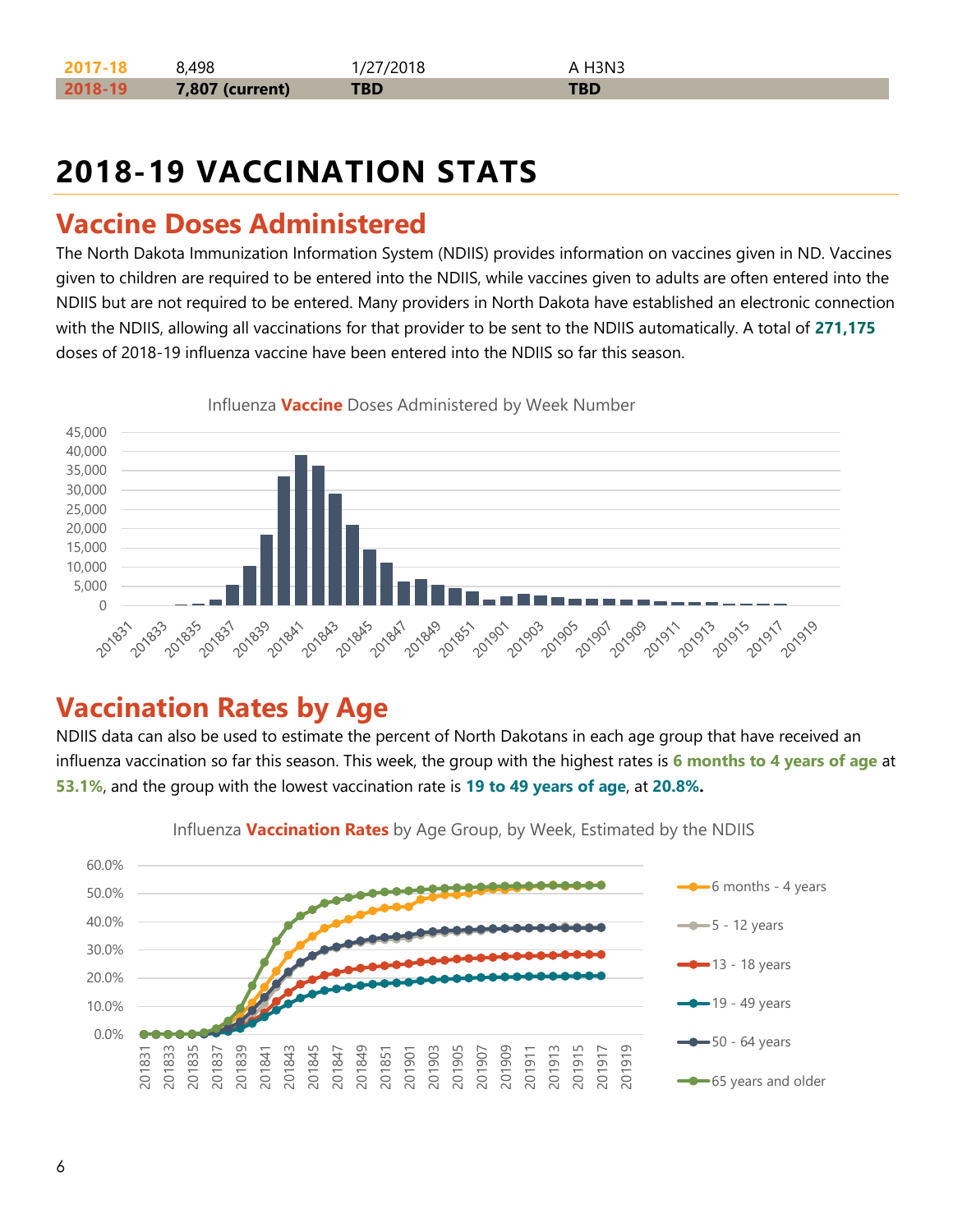| | | | |
|---|---|---|---|
| 2017-18 | 8,498 | 1/27/2018 | A H3N3 |
| **2018-19** | **7,807 (current)** | **TBD** | **TBD** |

# 2018-19 VACCINATION STATS

## Vaccine Doses Administered

The North Dakota Immunization Information System (NDIIS) provides information on vaccines given in ND. Vaccines given to children are required to be entered into the NDIIS, while vaccines given to adults are often entered into the NDIIS but are not required to be entered. Many providers in North Dakota have established an electronic connection with the NDIIS, allowing all vaccinations for that provider to be sent to the NDIIS automatically. A total of **271,175** doses of 2018-19 influenza vaccine have been entered into the NDIIS so far this season.

Influenza **Vaccine** Doses Administered by Week Number

45,000
40,000
35,000
30,000
25,000
20,000
15,000
10,000
5,000
0

201831 201833 201835 201837 201839 201841 201843 201845 201847 201849 201851 201901 201903 201905 201907 201909 201911 201913 201915 201917 201919

## Vaccination Rates by Age

NDIIS data can also be used to estimate the percent of North Dakotans in each age group that have received an influenza vaccination so far this season. This week, the group with the highest rates is **6 months to 4 years of age** at **53.1%**, and the group with the lowest vaccination rate is **19 to 49 years of age**, at **20.8%.**

Influenza **Vaccination Rates** by Age Group, by Week, Estimated by the NDIIS

60.0%
50.0%
40.0%
30.0%
20.0%
10.0%
0.0%

201831 201833 201835 201837 201839 201841 201843 201845 201847 201849 201851 201901 201903 201905 201907 201909 201911 201913 201915 201917 201919

6 months - 4 years
5 - 12 years
13 - 18 years
19 - 49 years
50 - 64 years
65 years and older